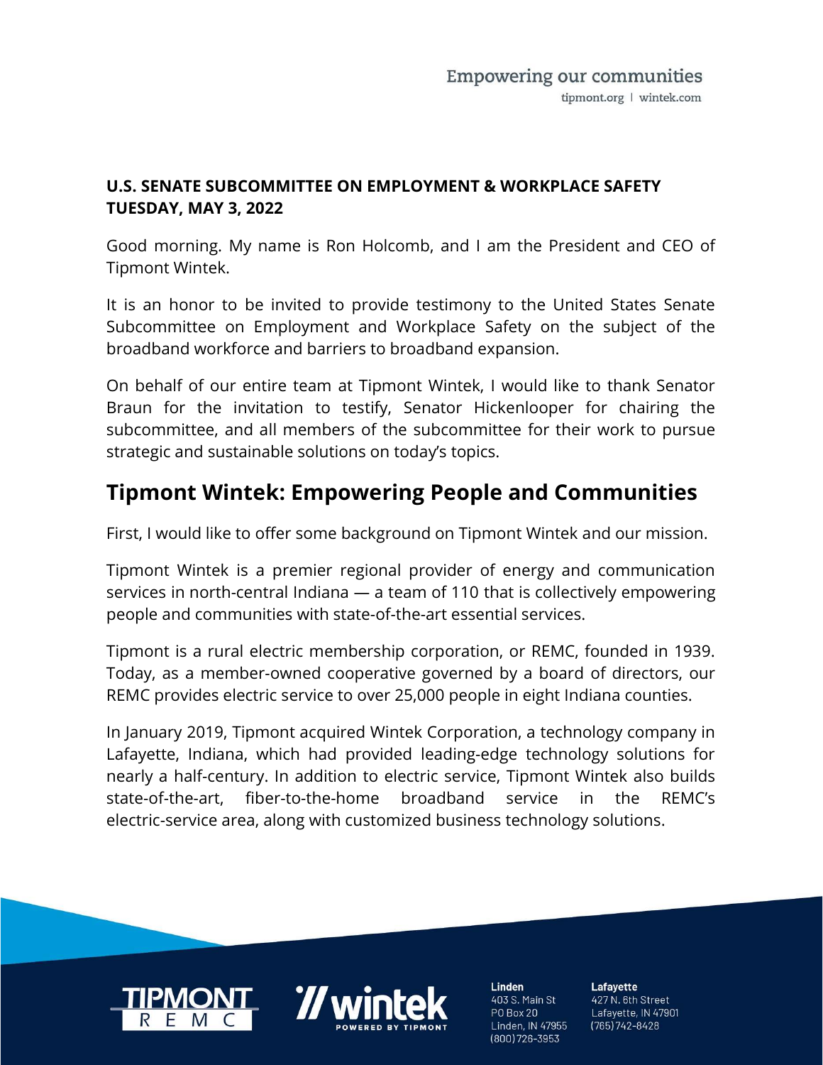**U.S. SENATE SUBCOMMITTEE ON EMPLOYMENT & WORKPLACE SAFETY**
**TUESDAY, MAY 3, 2022**

Good morning. My name is Ron Holcomb, and I am the President and CEO of Tipmont Wintek.

It is an honor to be invited to provide testimony to the United States Senate Subcommittee on Employment and Workplace Safety on the subject of the broadband workforce and barriers to broadband expansion.

On behalf of our entire team at Tipmont Wintek, I would like to thank Senator Braun for the invitation to testify, Senator Hickenlooper for chairing the subcommittee, and all members of the subcommittee for their work to pursue strategic and sustainable solutions on today's topics.

## Tipmont Wintek: Empowering People and Communities

First, I would like to offer some background on Tipmont Wintek and our mission.

Tipmont Wintek is a premier regional provider of energy and communication services in north-central Indiana — a team of 110 that is collectively empowering people and communities with state-of-the-art essential services.

Tipmont is a rural electric membership corporation, or REMC, founded in 1939. Today, as a member-owned cooperative governed by a board of directors, our REMC provides electric service to over 25,000 people in eight Indiana counties.

In January 2019, Tipmont acquired Wintek Corporation, a technology company in Lafayette, Indiana, which had provided leading-edge technology solutions for nearly a half-century. In addition to electric service, Tipmont Wintek also builds state-of-the-art, fiber-to-the-home broadband service in the REMC's electric-service area, along with customized business technology solutions.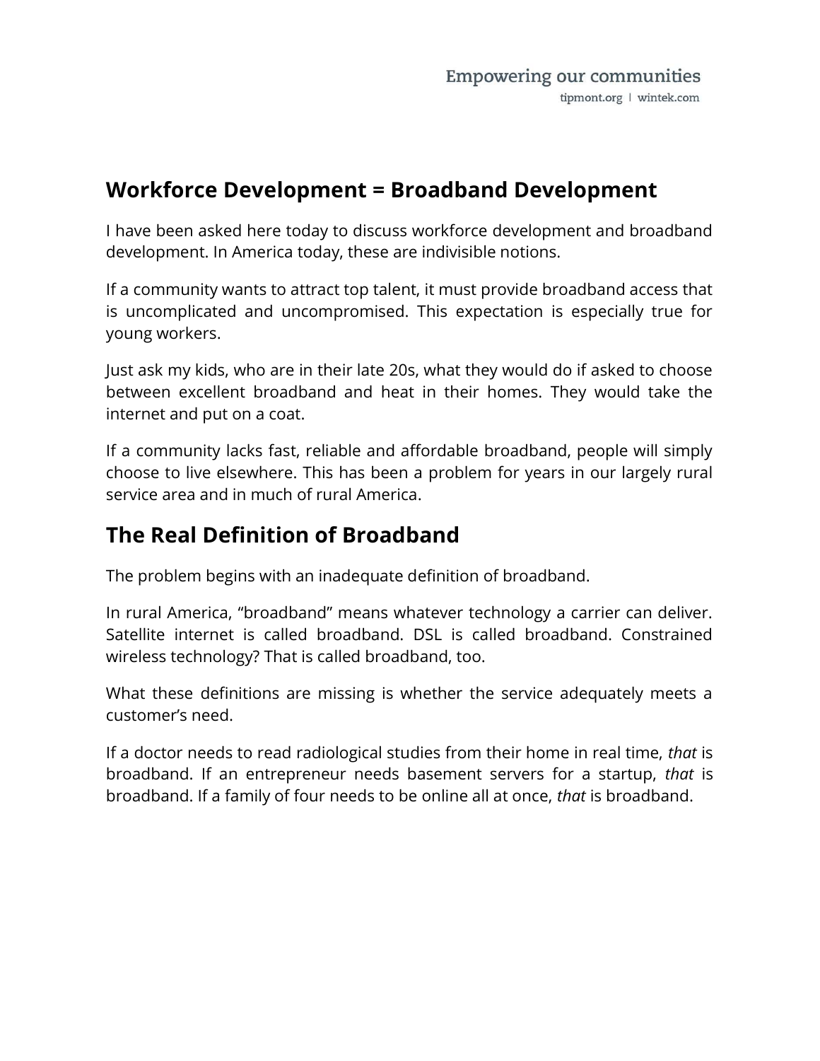## Workforce Development = Broadband Development

I have been asked here today to discuss workforce development and broadband development. In America today, these are indivisible notions.

If a community wants to attract top talent, it must provide broadband access that is uncomplicated and uncompromised. This expectation is especially true for young workers.

Just ask my kids, who are in their late 20s, what they would do if asked to choose between excellent broadband and heat in their homes. They would take the internet and put on a coat.

If a community lacks fast, reliable and affordable broadband, people will simply choose to live elsewhere. This has been a problem for years in our largely rural service area and in much of rural America.

## The Real Definition of Broadband

The problem begins with an inadequate definition of broadband.

In rural America, "broadband" means whatever technology a carrier can deliver. Satellite internet is called broadband. DSL is called broadband. Constrained wireless technology? That is called broadband, too.

What these definitions are missing is whether the service adequately meets a customer's need.

If a doctor needs to read radiological studies from their home in real time, *that* is broadband. If an entrepreneur needs basement servers for a startup, *that* is broadband. If a family of four needs to be online all at once, *that* is broadband.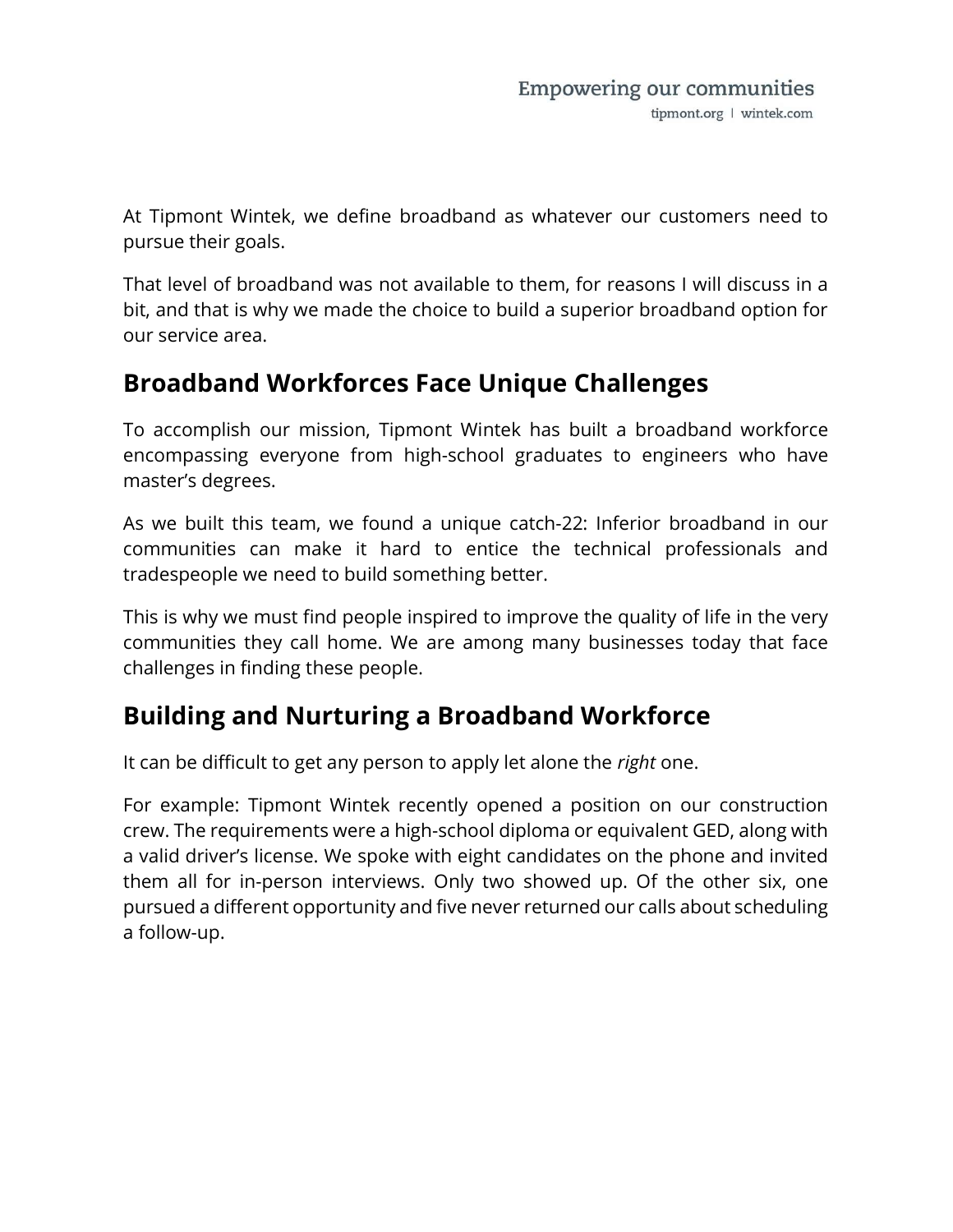At Tipmont Wintek, we define broadband as whatever our customers need to pursue their goals.

That level of broadband was not available to them, for reasons I will discuss in a bit, and that is why we made the choice to build a superior broadband option for our service area.

## Broadband Workforces Face Unique Challenges

To accomplish our mission, Tipmont Wintek has built a broadband workforce encompassing everyone from high-school graduates to engineers who have master's degrees.

As we built this team, we found a unique catch-22: Inferior broadband in our communities can make it hard to entice the technical professionals and tradespeople we need to build something better.

This is why we must find people inspired to improve the quality of life in the very communities they call home. We are among many businesses today that face challenges in finding these people.

## Building and Nurturing a Broadband Workforce

It can be difficult to get any person to apply let alone the *right* one.

For example: Tipmont Wintek recently opened a position on our construction crew. The requirements were a high-school diploma or equivalent GED, along with a valid driver's license. We spoke with eight candidates on the phone and invited them all for in-person interviews. Only two showed up. Of the other six, one pursued a different opportunity and five never returned our calls about scheduling a follow-up.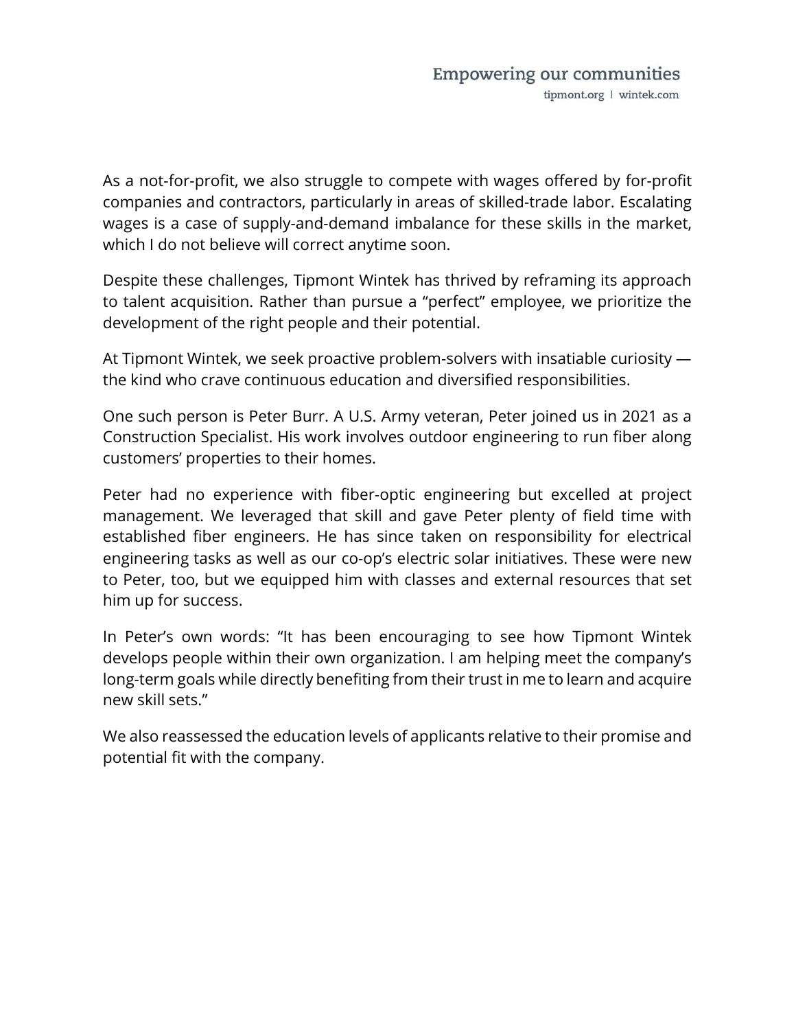As a not-for-profit, we also struggle to compete with wages offered by for-profit companies and contractors, particularly in areas of skilled-trade labor. Escalating wages is a case of supply-and-demand imbalance for these skills in the market, which I do not believe will correct anytime soon.

Despite these challenges, Tipmont Wintek has thrived by reframing its approach to talent acquisition. Rather than pursue a "perfect" employee, we prioritize the development of the right people and their potential.

At Tipmont Wintek, we seek proactive problem-solvers with insatiable curiosity — the kind who crave continuous education and diversified responsibilities.

One such person is Peter Burr. A U.S. Army veteran, Peter joined us in 2021 as a Construction Specialist. His work involves outdoor engineering to run fiber along customers' properties to their homes.

Peter had no experience with fiber-optic engineering but excelled at project management. We leveraged that skill and gave Peter plenty of field time with established fiber engineers. He has since taken on responsibility for electrical engineering tasks as well as our co-op's electric solar initiatives. These were new to Peter, too, but we equipped him with classes and external resources that set him up for success.

In Peter's own words: "It has been encouraging to see how Tipmont Wintek develops people within their own organization. I am helping meet the company's long-term goals while directly benefiting from their trust in me to learn and acquire new skill sets."

We also reassessed the education levels of applicants relative to their promise and potential fit with the company.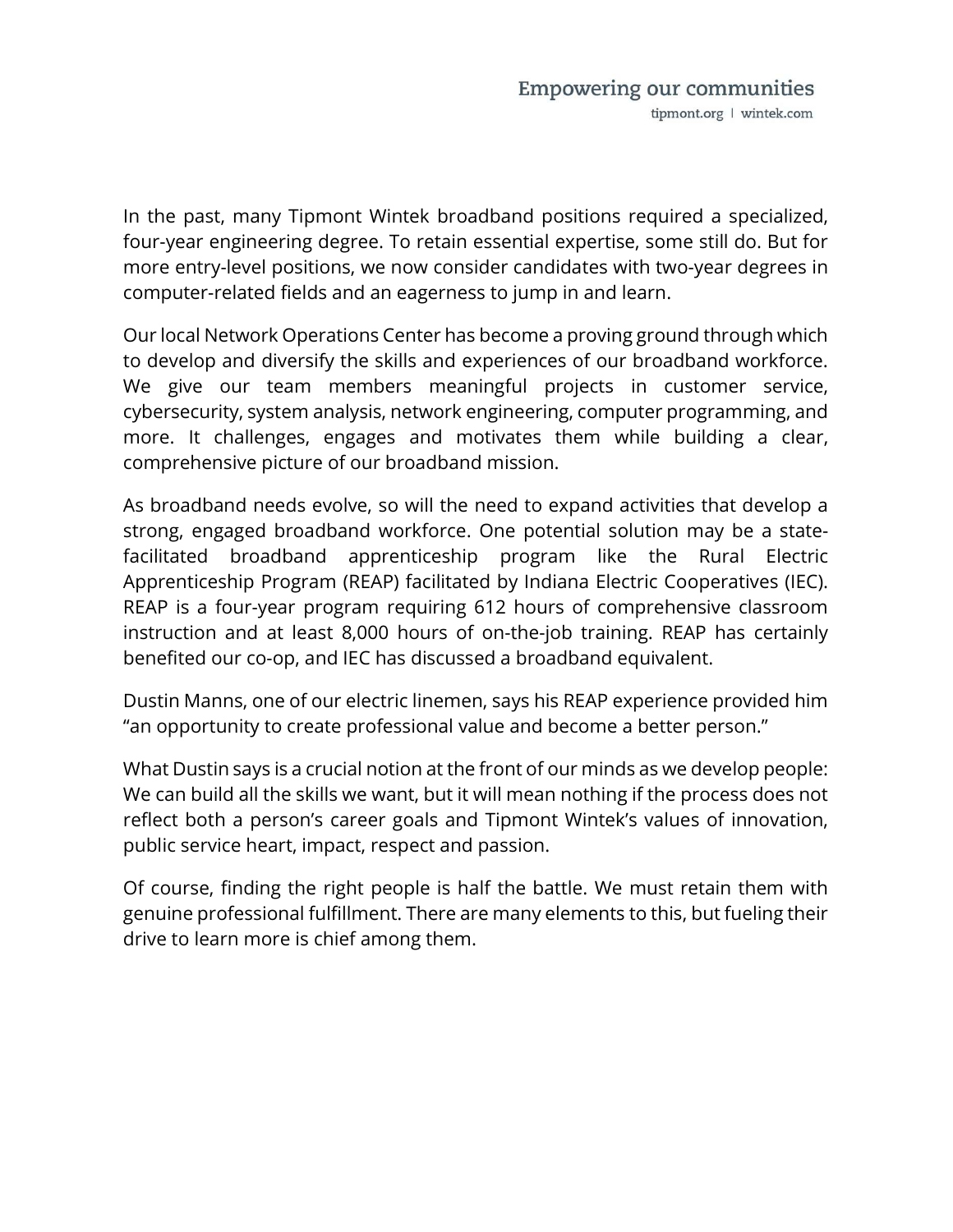In the past, many Tipmont Wintek broadband positions required a specialized, four-year engineering degree. To retain essential expertise, some still do. But for more entry-level positions, we now consider candidates with two-year degrees in computer-related fields and an eagerness to jump in and learn.

Our local Network Operations Center has become a proving ground through which to develop and diversify the skills and experiences of our broadband workforce. We give our team members meaningful projects in customer service, cybersecurity, system analysis, network engineering, computer programming, and more. It challenges, engages and motivates them while building a clear, comprehensive picture of our broadband mission.

As broadband needs evolve, so will the need to expand activities that develop a strong, engaged broadband workforce. One potential solution may be a state-facilitated broadband apprenticeship program like the Rural Electric Apprenticeship Program (REAP) facilitated by Indiana Electric Cooperatives (IEC). REAP is a four-year program requiring 612 hours of comprehensive classroom instruction and at least 8,000 hours of on-the-job training. REAP has certainly benefited our co-op, and IEC has discussed a broadband equivalent.

Dustin Manns, one of our electric linemen, says his REAP experience provided him "an opportunity to create professional value and become a better person."

What Dustin says is a crucial notion at the front of our minds as we develop people: We can build all the skills we want, but it will mean nothing if the process does not reflect both a person's career goals and Tipmont Wintek's values of innovation, public service heart, impact, respect and passion.

Of course, finding the right people is half the battle. We must retain them with genuine professional fulfillment. There are many elements to this, but fueling their drive to learn more is chief among them.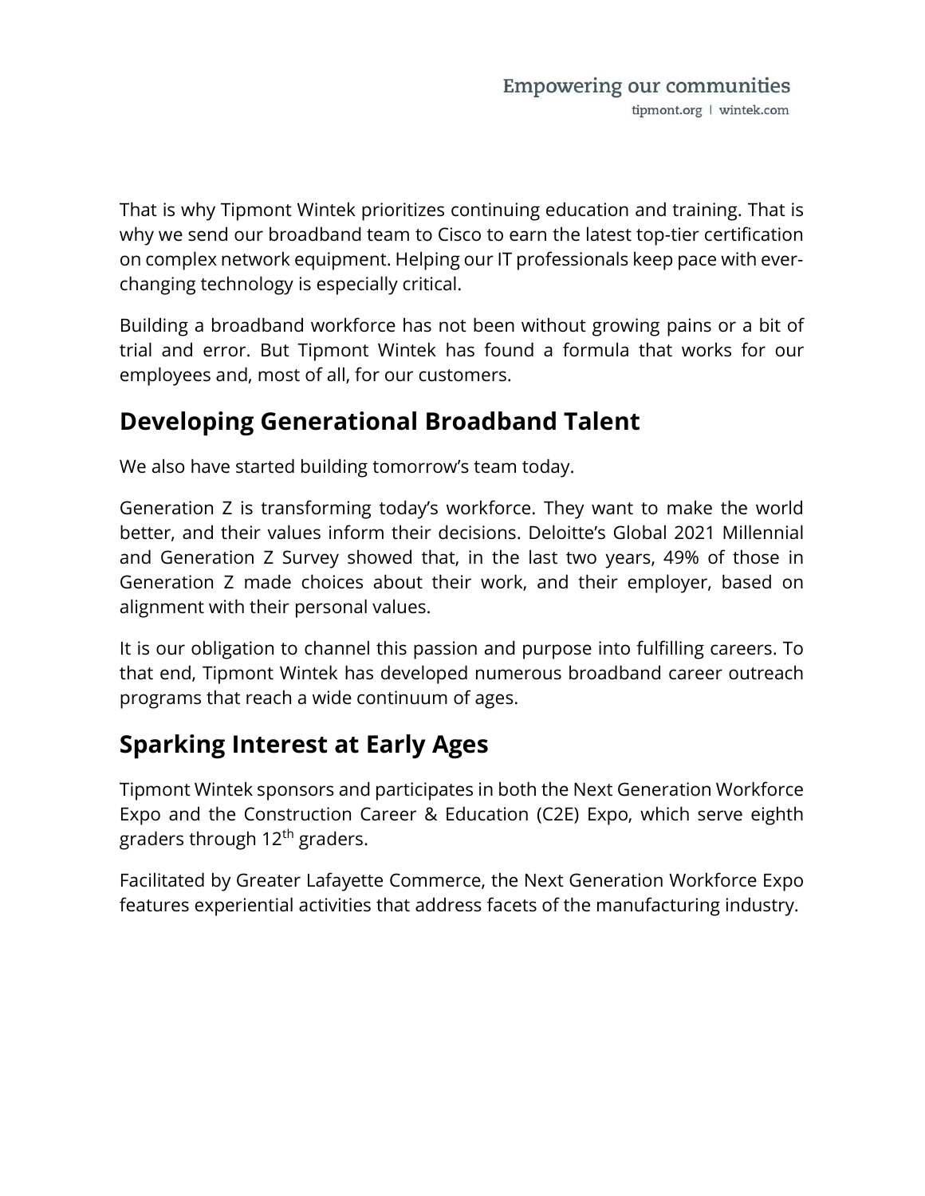That is why Tipmont Wintek prioritizes continuing education and training. That is why we send our broadband team to Cisco to earn the latest top-tier certification on complex network equipment. Helping our IT professionals keep pace with ever-changing technology is especially critical.

Building a broadband workforce has not been without growing pains or a bit of trial and error. But Tipmont Wintek has found a formula that works for our employees and, most of all, for our customers.

## Developing Generational Broadband Talent

We also have started building tomorrow's team today.

Generation Z is transforming today's workforce. They want to make the world better, and their values inform their decisions. Deloitte's Global 2021 Millennial and Generation Z Survey showed that, in the last two years, 49% of those in Generation Z made choices about their work, and their employer, based on alignment with their personal values.

It is our obligation to channel this passion and purpose into fulfilling careers. To that end, Tipmont Wintek has developed numerous broadband career outreach programs that reach a wide continuum of ages.

## Sparking Interest at Early Ages

Tipmont Wintek sponsors and participates in both the Next Generation Workforce Expo and the Construction Career & Education (C2E) Expo, which serve eighth graders through 12th graders.

Facilitated by Greater Lafayette Commerce, the Next Generation Workforce Expo features experiential activities that address facets of the manufacturing industry.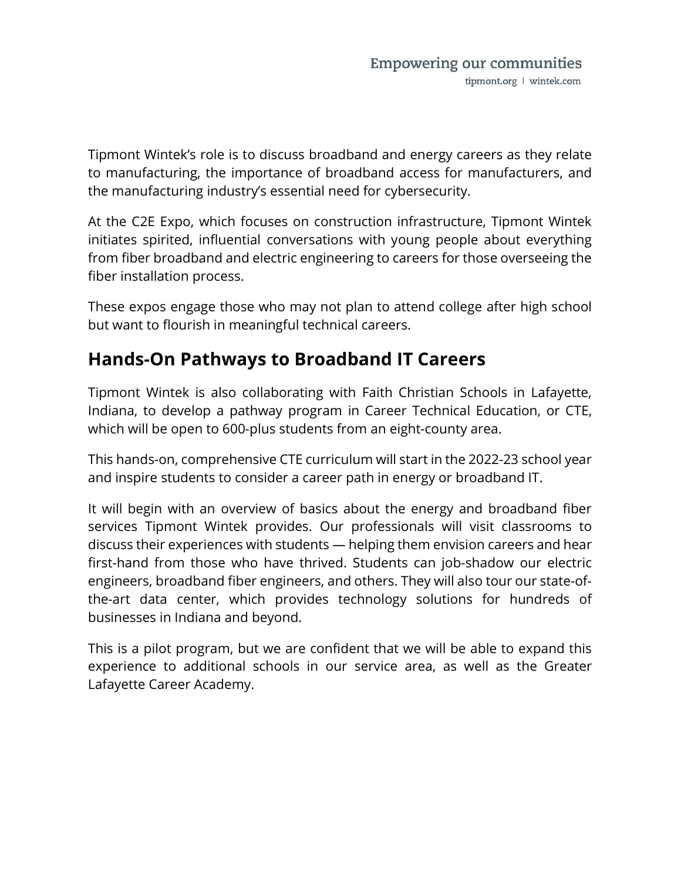Tipmont Wintek's role is to discuss broadband and energy careers as they relate to manufacturing, the importance of broadband access for manufacturers, and the manufacturing industry's essential need for cybersecurity.

At the C2E Expo, which focuses on construction infrastructure, Tipmont Wintek initiates spirited, influential conversations with young people about everything from fiber broadband and electric engineering to careers for those overseeing the fiber installation process.

These expos engage those who may not plan to attend college after high school but want to flourish in meaningful technical careers.

## Hands-On Pathways to Broadband IT Careers

Tipmont Wintek is also collaborating with Faith Christian Schools in Lafayette, Indiana, to develop a pathway program in Career Technical Education, or CTE, which will be open to 600-plus students from an eight-county area.

This hands-on, comprehensive CTE curriculum will start in the 2022-23 school year and inspire students to consider a career path in energy or broadband IT.

It will begin with an overview of basics about the energy and broadband fiber services Tipmont Wintek provides. Our professionals will visit classrooms to discuss their experiences with students — helping them envision careers and hear first-hand from those who have thrived. Students can job-shadow our electric engineers, broadband fiber engineers, and others. They will also tour our state-of-the-art data center, which provides technology solutions for hundreds of businesses in Indiana and beyond.

This is a pilot program, but we are confident that we will be able to expand this experience to additional schools in our service area, as well as the Greater Lafayette Career Academy.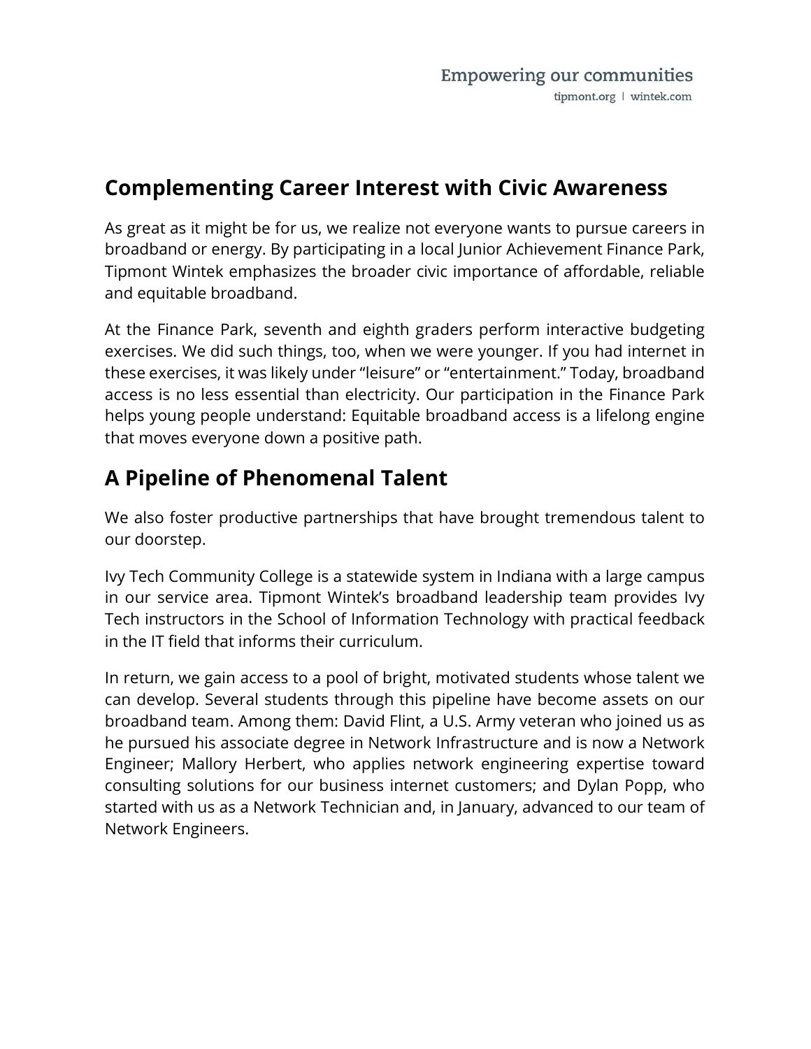## Complementing Career Interest with Civic Awareness

As great as it might be for us, we realize not everyone wants to pursue careers in broadband or energy. By participating in a local Junior Achievement Finance Park, Tipmont Wintek emphasizes the broader civic importance of affordable, reliable and equitable broadband.

At the Finance Park, seventh and eighth graders perform interactive budgeting exercises. We did such things, too, when we were younger. If you had internet in these exercises, it was likely under "leisure" or "entertainment." Today, broadband access is no less essential than electricity. Our participation in the Finance Park helps young people understand: Equitable broadband access is a lifelong engine that moves everyone down a positive path.

## A Pipeline of Phenomenal Talent

We also foster productive partnerships that have brought tremendous talent to our doorstep.

Ivy Tech Community College is a statewide system in Indiana with a large campus in our service area. Tipmont Wintek's broadband leadership team provides Ivy Tech instructors in the School of Information Technology with practical feedback in the IT field that informs their curriculum.

In return, we gain access to a pool of bright, motivated students whose talent we can develop. Several students through this pipeline have become assets on our broadband team. Among them: David Flint, a U.S. Army veteran who joined us as he pursued his associate degree in Network Infrastructure and is now a Network Engineer; Mallory Herbert, who applies network engineering expertise toward consulting solutions for our business internet customers; and Dylan Popp, who started with us as a Network Technician and, in January, advanced to our team of Network Engineers.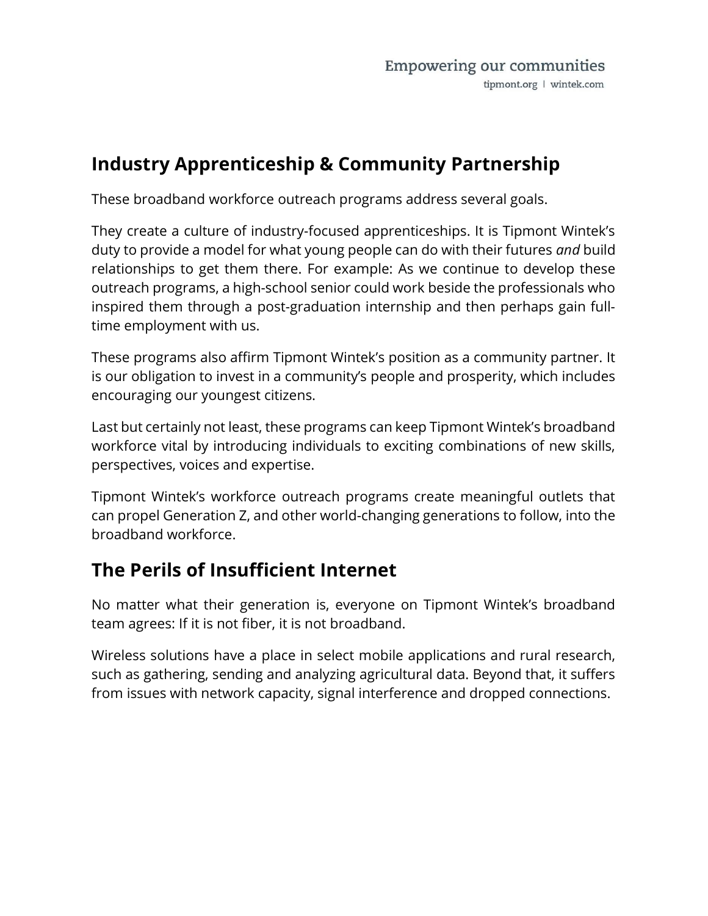## Industry Apprenticeship & Community Partnership

These broadband workforce outreach programs address several goals.

They create a culture of industry-focused apprenticeships. It is Tipmont Wintek's duty to provide a model for what young people can do with their futures *and* build relationships to get them there. For example: As we continue to develop these outreach programs, a high-school senior could work beside the professionals who inspired them through a post-graduation internship and then perhaps gain full-time employment with us.

These programs also affirm Tipmont Wintek's position as a community partner. It is our obligation to invest in a community's people and prosperity, which includes encouraging our youngest citizens.

Last but certainly not least, these programs can keep Tipmont Wintek's broadband workforce vital by introducing individuals to exciting combinations of new skills, perspectives, voices and expertise.

Tipmont Wintek's workforce outreach programs create meaningful outlets that can propel Generation Z, and other world-changing generations to follow, into the broadband workforce.

## The Perils of Insufficient Internet

No matter what their generation is, everyone on Tipmont Wintek's broadband team agrees: If it is not fiber, it is not broadband.

Wireless solutions have a place in select mobile applications and rural research, such as gathering, sending and analyzing agricultural data. Beyond that, it suffers from issues with network capacity, signal interference and dropped connections.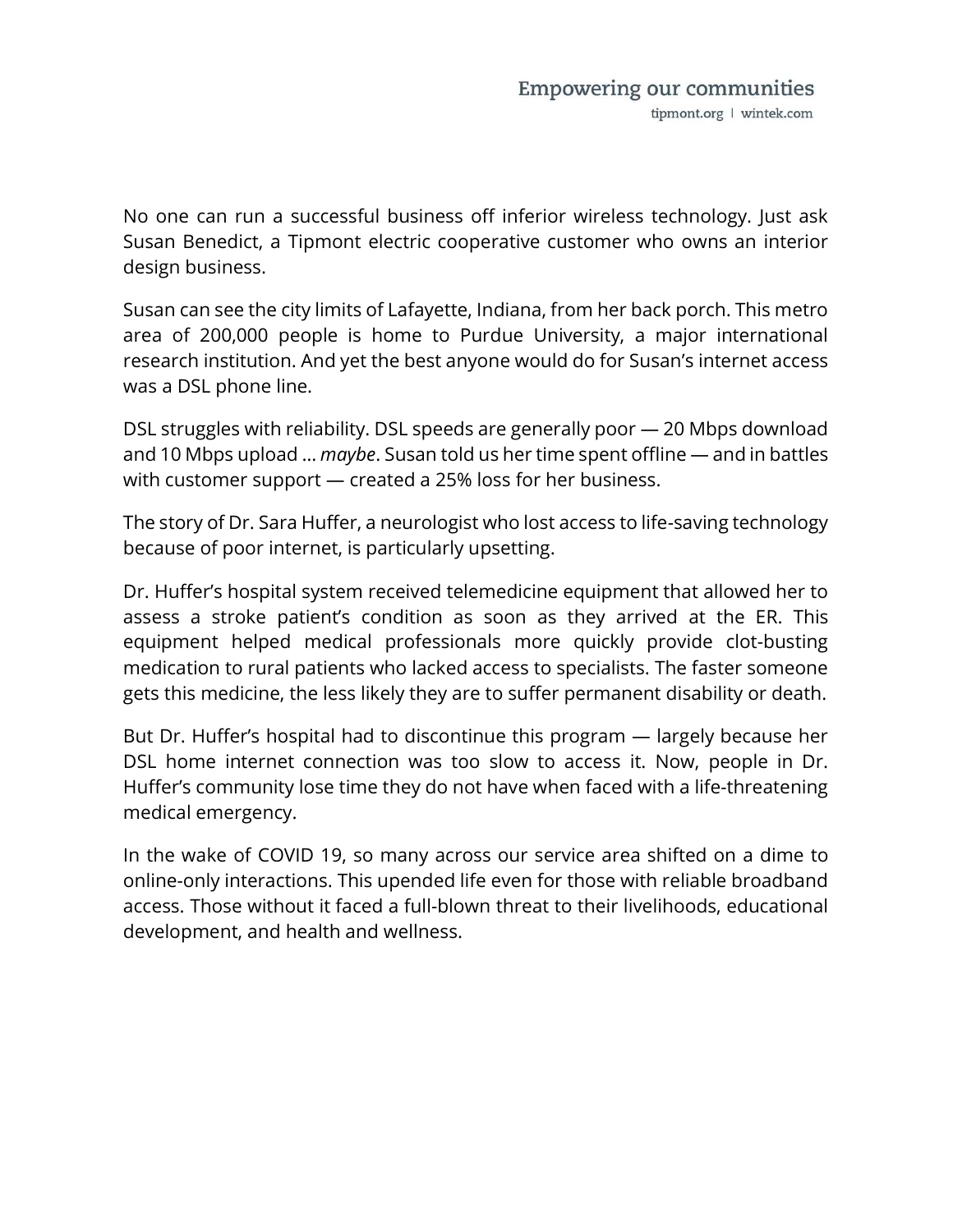No one can run a successful business off inferior wireless technology. Just ask Susan Benedict, a Tipmont electric cooperative customer who owns an interior design business.

Susan can see the city limits of Lafayette, Indiana, from her back porch. This metro area of 200,000 people is home to Purdue University, a major international research institution. And yet the best anyone would do for Susan's internet access was a DSL phone line.

DSL struggles with reliability. DSL speeds are generally poor — 20 Mbps download and 10 Mbps upload … *maybe*. Susan told us her time spent offline — and in battles with customer support — created a 25% loss for her business.

The story of Dr. Sara Huffer, a neurologist who lost access to life-saving technology because of poor internet, is particularly upsetting.

Dr. Huffer's hospital system received telemedicine equipment that allowed her to assess a stroke patient's condition as soon as they arrived at the ER. This equipment helped medical professionals more quickly provide clot-busting medication to rural patients who lacked access to specialists. The faster someone gets this medicine, the less likely they are to suffer permanent disability or death.

But Dr. Huffer's hospital had to discontinue this program — largely because her DSL home internet connection was too slow to access it. Now, people in Dr. Huffer's community lose time they do not have when faced with a life-threatening medical emergency.

In the wake of COVID 19, so many across our service area shifted on a dime to online-only interactions. This upended life even for those with reliable broadband access. Those without it faced a full-blown threat to their livelihoods, educational development, and health and wellness.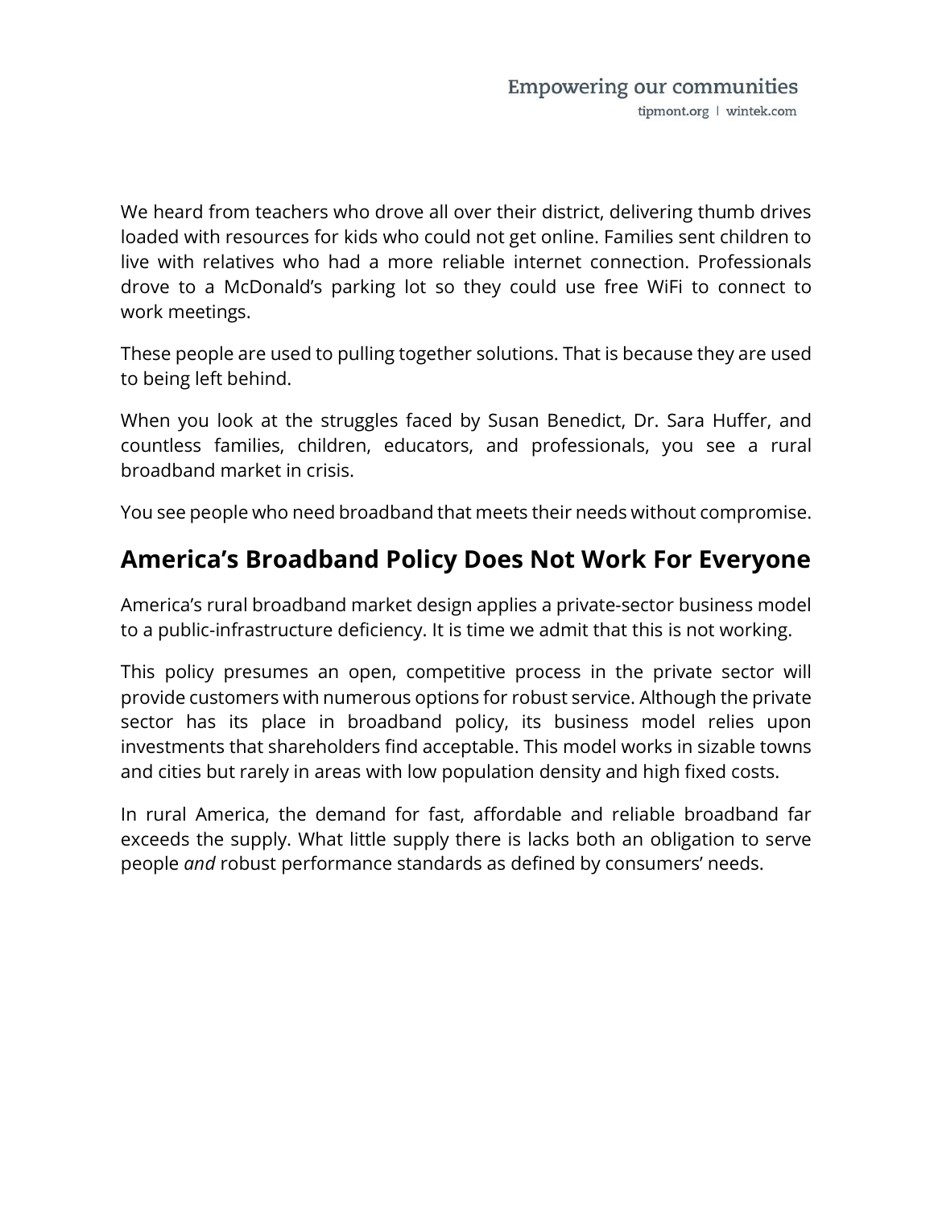We heard from teachers who drove all over their district, delivering thumb drives loaded with resources for kids who could not get online. Families sent children to live with relatives who had a more reliable internet connection. Professionals drove to a McDonald's parking lot so they could use free WiFi to connect to work meetings.

These people are used to pulling together solutions. That is because they are used to being left behind.

When you look at the struggles faced by Susan Benedict, Dr. Sara Huffer, and countless families, children, educators, and professionals, you see a rural broadband market in crisis.

You see people who need broadband that meets their needs without compromise.

## America's Broadband Policy Does Not Work For Everyone

America's rural broadband market design applies a private-sector business model to a public-infrastructure deficiency. It is time we admit that this is not working.

This policy presumes an open, competitive process in the private sector will provide customers with numerous options for robust service. Although the private sector has its place in broadband policy, its business model relies upon investments that shareholders find acceptable. This model works in sizable towns and cities but rarely in areas with low population density and high fixed costs.

In rural America, the demand for fast, affordable and reliable broadband far exceeds the supply. What little supply there is lacks both an obligation to serve people *and* robust performance standards as defined by consumers' needs.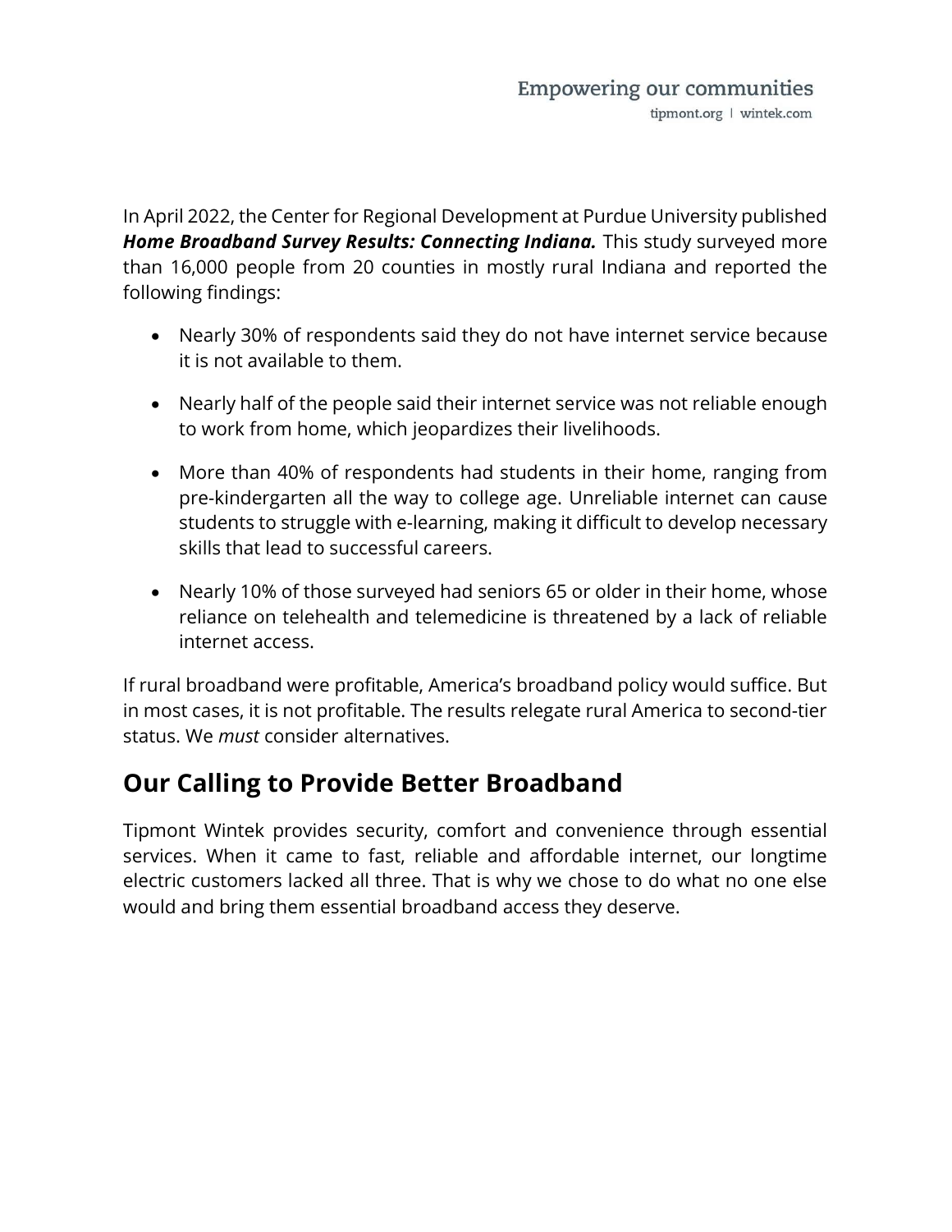In April 2022, the Center for Regional Development at Purdue University published ***Home Broadband Survey Results: Connecting Indiana.*** This study surveyed more than 16,000 people from 20 counties in mostly rural Indiana and reported the following findings:

- Nearly 30% of respondents said they do not have internet service because it is not available to them.
- Nearly half of the people said their internet service was not reliable enough to work from home, which jeopardizes their livelihoods.
- More than 40% of respondents had students in their home, ranging from pre-kindergarten all the way to college age. Unreliable internet can cause students to struggle with e-learning, making it difficult to develop necessary skills that lead to successful careers.
- Nearly 10% of those surveyed had seniors 65 or older in their home, whose reliance on telehealth and telemedicine is threatened by a lack of reliable internet access.

If rural broadband were profitable, America's broadband policy would suffice. But in most cases, it is not profitable. The results relegate rural America to second-tier status. We *must* consider alternatives.

## Our Calling to Provide Better Broadband

Tipmont Wintek provides security, comfort and convenience through essential services. When it came to fast, reliable and affordable internet, our longtime electric customers lacked all three. That is why we chose to do what no one else would and bring them essential broadband access they deserve.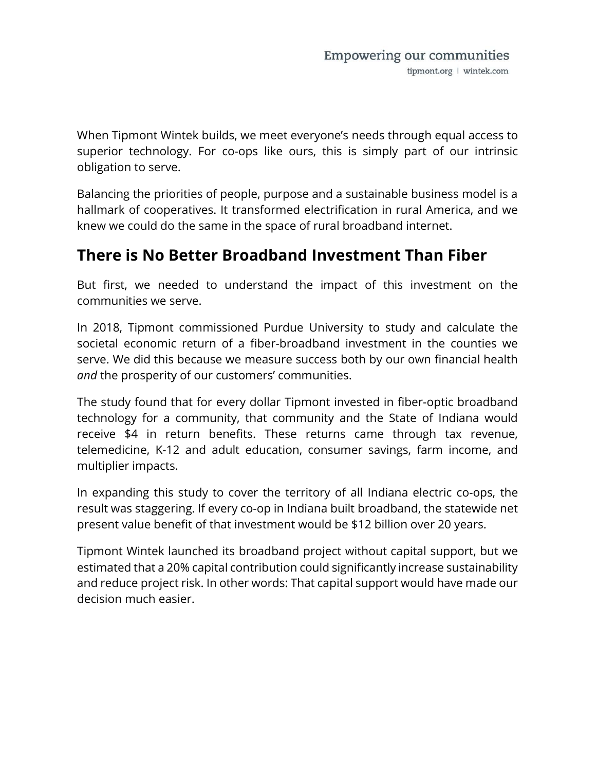When Tipmont Wintek builds, we meet everyone's needs through equal access to superior technology. For co-ops like ours, this is simply part of our intrinsic obligation to serve.

Balancing the priorities of people, purpose and a sustainable business model is a hallmark of cooperatives. It transformed electrification in rural America, and we knew we could do the same in the space of rural broadband internet.

## There is No Better Broadband Investment Than Fiber

But first, we needed to understand the impact of this investment on the communities we serve.

In 2018, Tipmont commissioned Purdue University to study and calculate the societal economic return of a fiber-broadband investment in the counties we serve. We did this because we measure success both by our own financial health *and* the prosperity of our customers' communities.

The study found that for every dollar Tipmont invested in fiber-optic broadband technology for a community, that community and the State of Indiana would receive $4 in return benefits. These returns came through tax revenue, telemedicine, K-12 and adult education, consumer savings, farm income, and multiplier impacts.

In expanding this study to cover the territory of all Indiana electric co-ops, the result was staggering. If every co-op in Indiana built broadband, the statewide net present value benefit of that investment would be $12 billion over 20 years.

Tipmont Wintek launched its broadband project without capital support, but we estimated that a 20% capital contribution could significantly increase sustainability and reduce project risk. In other words: That capital support would have made our decision much easier.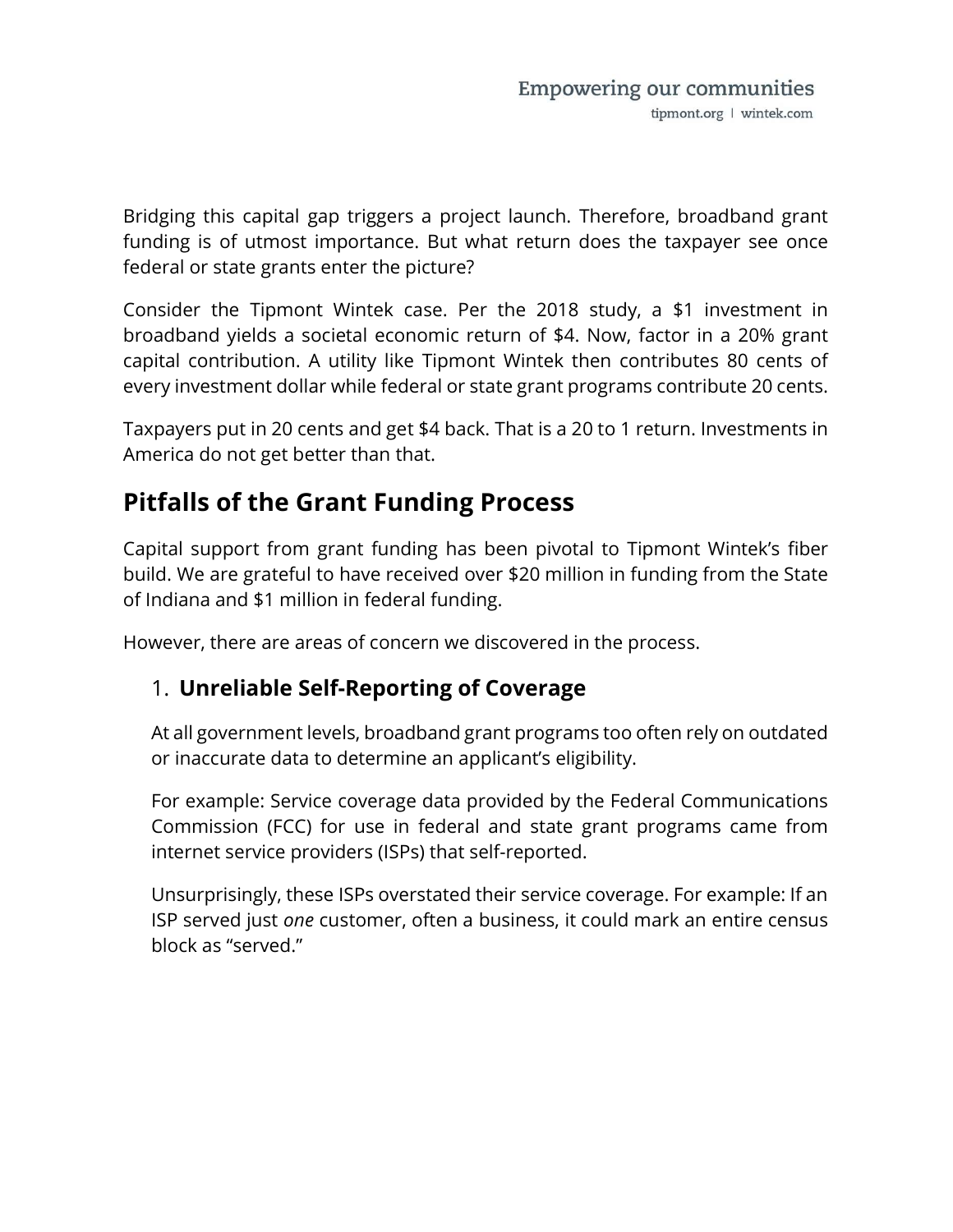Bridging this capital gap triggers a project launch. Therefore, broadband grant funding is of utmost importance. But what return does the taxpayer see once federal or state grants enter the picture?

Consider the Tipmont Wintek case. Per the 2018 study, a $1 investment in broadband yields a societal economic return of $4. Now, factor in a 20% grant capital contribution. A utility like Tipmont Wintek then contributes 80 cents of every investment dollar while federal or state grant programs contribute 20 cents.

Taxpayers put in 20 cents and get $4 back. That is a 20 to 1 return. Investments in America do not get better than that.

## Pitfalls of the Grant Funding Process

Capital support from grant funding has been pivotal to Tipmont Wintek's fiber build. We are grateful to have received over $20 million in funding from the State of Indiana and $1 million in federal funding.

However, there are areas of concern we discovered in the process.

### 1. Unreliable Self-Reporting of Coverage

At all government levels, broadband grant programs too often rely on outdated or inaccurate data to determine an applicant's eligibility.

For example: Service coverage data provided by the Federal Communications Commission (FCC) for use in federal and state grant programs came from internet service providers (ISPs) that self-reported.

Unsurprisingly, these ISPs overstated their service coverage. For example: If an ISP served just *one* customer, often a business, it could mark an entire census block as "served."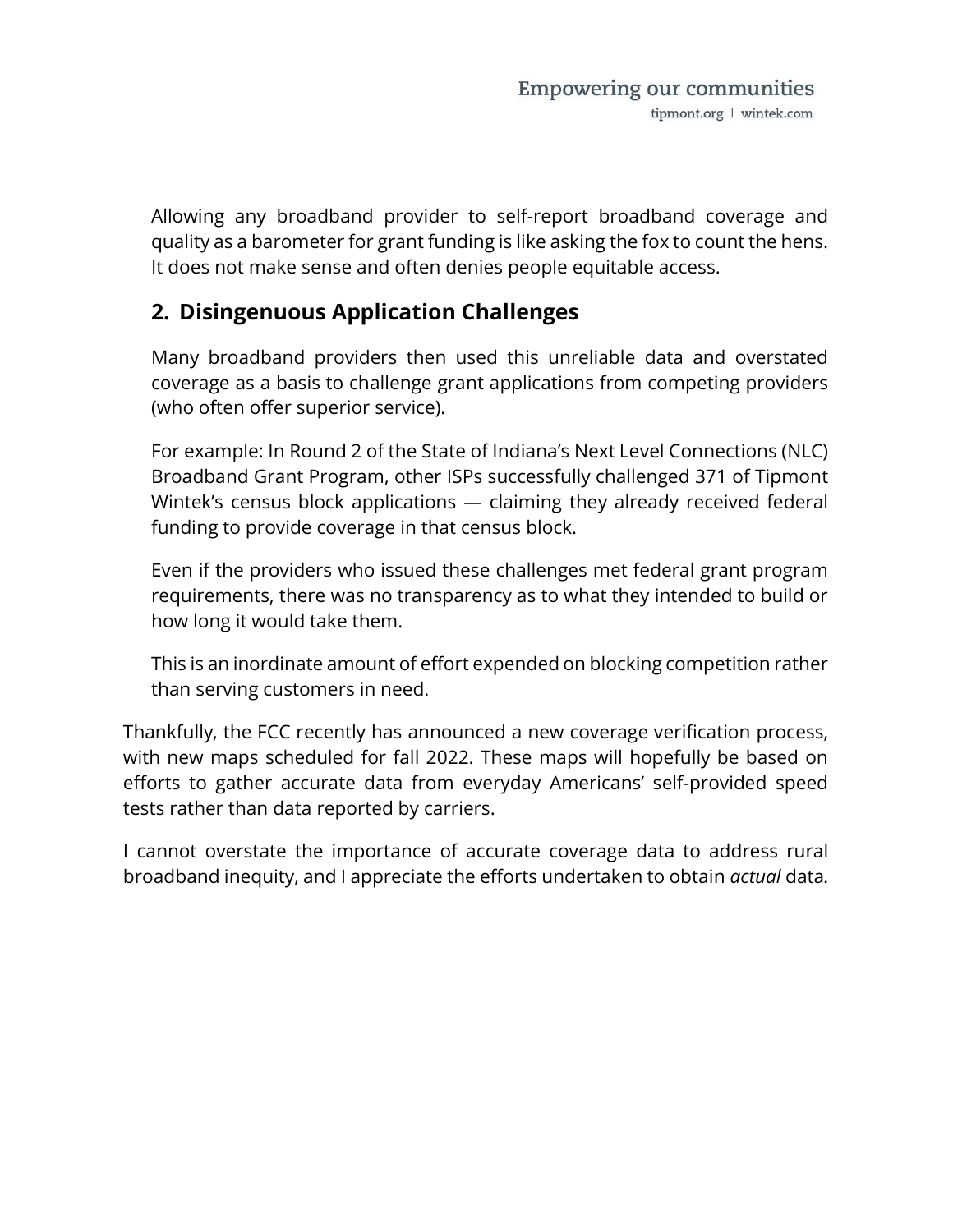Allowing any broadband provider to self-report broadband coverage and quality as a barometer for grant funding is like asking the fox to count the hens. It does not make sense and often denies people equitable access.

## 2. Disingenuous Application Challenges

Many broadband providers then used this unreliable data and overstated coverage as a basis to challenge grant applications from competing providers (who often offer superior service).

For example: In Round 2 of the State of Indiana's Next Level Connections (NLC) Broadband Grant Program, other ISPs successfully challenged 371 of Tipmont Wintek's census block applications — claiming they already received federal funding to provide coverage in that census block.

Even if the providers who issued these challenges met federal grant program requirements, there was no transparency as to what they intended to build or how long it would take them.

This is an inordinate amount of effort expended on blocking competition rather than serving customers in need.

Thankfully, the FCC recently has announced a new coverage verification process, with new maps scheduled for fall 2022. These maps will hopefully be based on efforts to gather accurate data from everyday Americans' self-provided speed tests rather than data reported by carriers.

I cannot overstate the importance of accurate coverage data to address rural broadband inequity, and I appreciate the efforts undertaken to obtain *actual* data.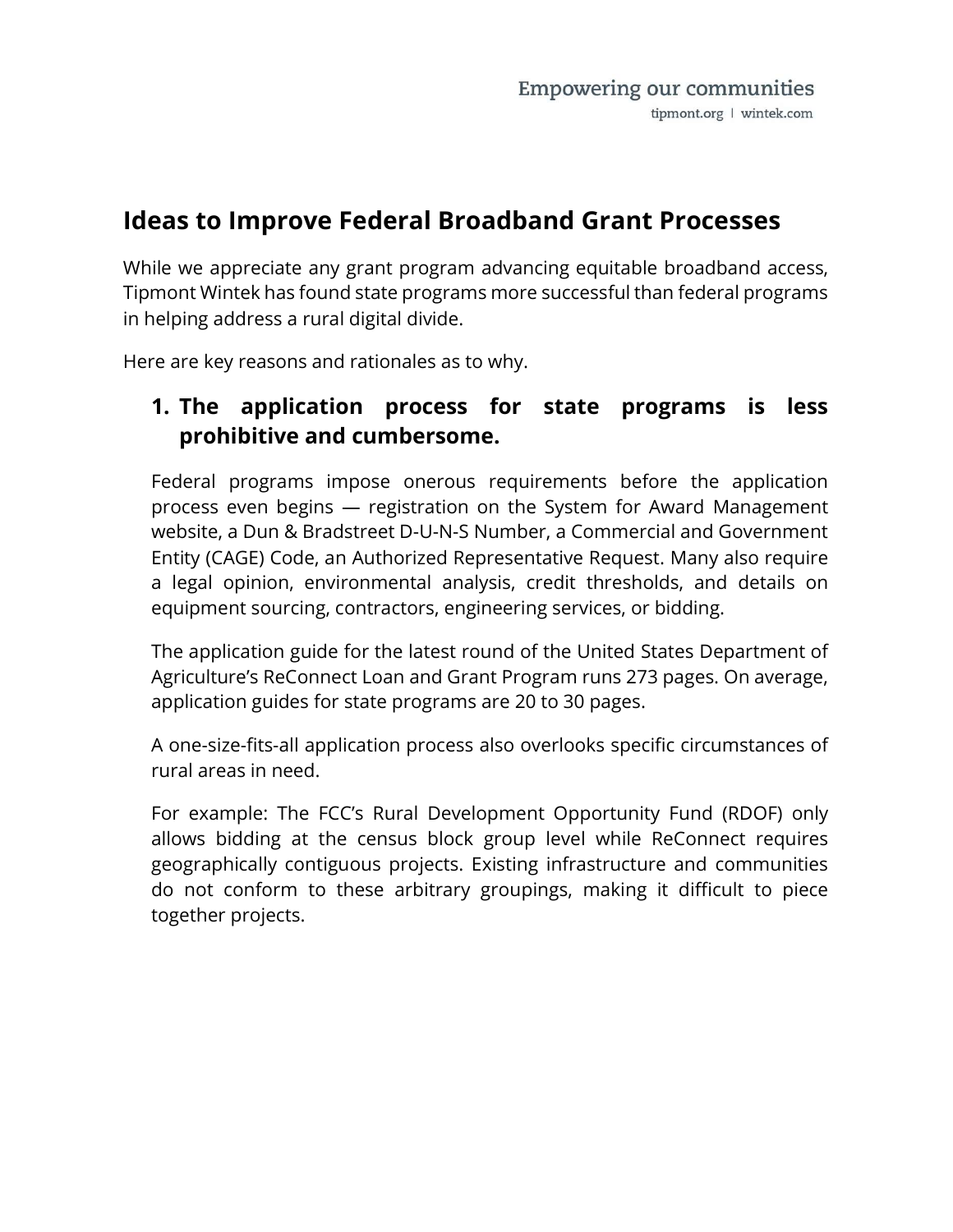## Ideas to Improve Federal Broadband Grant Processes

While we appreciate any grant program advancing equitable broadband access, Tipmont Wintek has found state programs more successful than federal programs in helping address a rural digital divide.

Here are key reasons and rationales as to why.

### 1. The application process for state programs is less prohibitive and cumbersome.

Federal programs impose onerous requirements before the application process even begins — registration on the System for Award Management website, a Dun & Bradstreet D-U-N-S Number, a Commercial and Government Entity (CAGE) Code, an Authorized Representative Request. Many also require a legal opinion, environmental analysis, credit thresholds, and details on equipment sourcing, contractors, engineering services, or bidding.

The application guide for the latest round of the United States Department of Agriculture's ReConnect Loan and Grant Program runs 273 pages. On average, application guides for state programs are 20 to 30 pages.

A one-size-fits-all application process also overlooks specific circumstances of rural areas in need.

For example: The FCC's Rural Development Opportunity Fund (RDOF) only allows bidding at the census block group level while ReConnect requires geographically contiguous projects. Existing infrastructure and communities do not conform to these arbitrary groupings, making it difficult to piece together projects.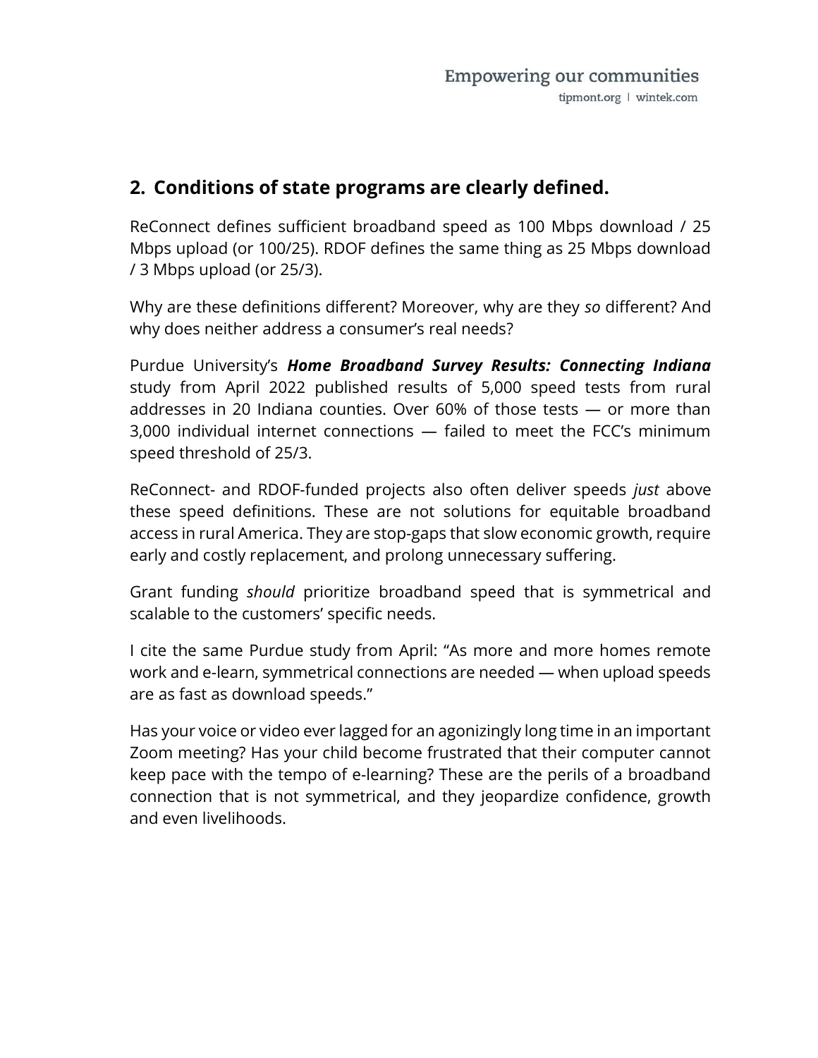## 2. Conditions of state programs are clearly defined.

ReConnect defines sufficient broadband speed as 100 Mbps download / 25 Mbps upload (or 100/25). RDOF defines the same thing as 25 Mbps download / 3 Mbps upload (or 25/3).

Why are these definitions different? Moreover, why are they *so* different? And why does neither address a consumer's real needs?

Purdue University's ***Home Broadband Survey Results: Connecting Indiana*** study from April 2022 published results of 5,000 speed tests from rural addresses in 20 Indiana counties. Over 60% of those tests — or more than 3,000 individual internet connections — failed to meet the FCC's minimum speed threshold of 25/3.

ReConnect- and RDOF-funded projects also often deliver speeds *just* above these speed definitions. These are not solutions for equitable broadband access in rural America. They are stop-gaps that slow economic growth, require early and costly replacement, and prolong unnecessary suffering.

Grant funding *should* prioritize broadband speed that is symmetrical and scalable to the customers' specific needs.

I cite the same Purdue study from April: "As more and more homes remote work and e-learn, symmetrical connections are needed — when upload speeds are as fast as download speeds."

Has your voice or video ever lagged for an agonizingly long time in an important Zoom meeting? Has your child become frustrated that their computer cannot keep pace with the tempo of e-learning? These are the perils of a broadband connection that is not symmetrical, and they jeopardize confidence, growth and even livelihoods.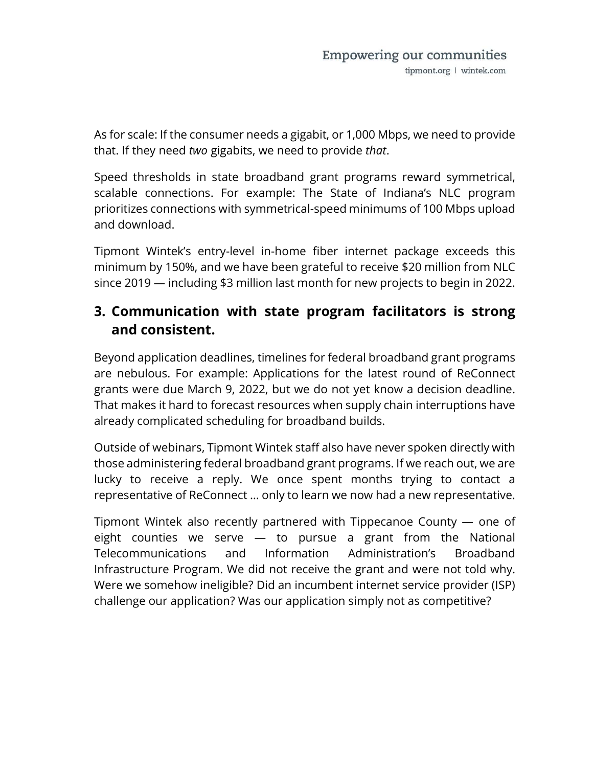As for scale: If the consumer needs a gigabit, or 1,000 Mbps, we need to provide that. If they need *two* gigabits, we need to provide *that*.

Speed thresholds in state broadband grant programs reward symmetrical, scalable connections. For example: The State of Indiana's NLC program prioritizes connections with symmetrical-speed minimums of 100 Mbps upload and download.

Tipmont Wintek's entry-level in-home fiber internet package exceeds this minimum by 150%, and we have been grateful to receive $20 million from NLC since 2019 — including $3 million last month for new projects to begin in 2022.

## 3. Communication with state program facilitators is strong and consistent.

Beyond application deadlines, timelines for federal broadband grant programs are nebulous. For example: Applications for the latest round of ReConnect grants were due March 9, 2022, but we do not yet know a decision deadline. That makes it hard to forecast resources when supply chain interruptions have already complicated scheduling for broadband builds.

Outside of webinars, Tipmont Wintek staff also have never spoken directly with those administering federal broadband grant programs. If we reach out, we are lucky to receive a reply. We once spent months trying to contact a representative of ReConnect … only to learn we now had a new representative.

Tipmont Wintek also recently partnered with Tippecanoe County — one of eight counties we serve — to pursue a grant from the National Telecommunications and Information Administration's Broadband Infrastructure Program. We did not receive the grant and were not told why. Were we somehow ineligible? Did an incumbent internet service provider (ISP) challenge our application? Was our application simply not as competitive?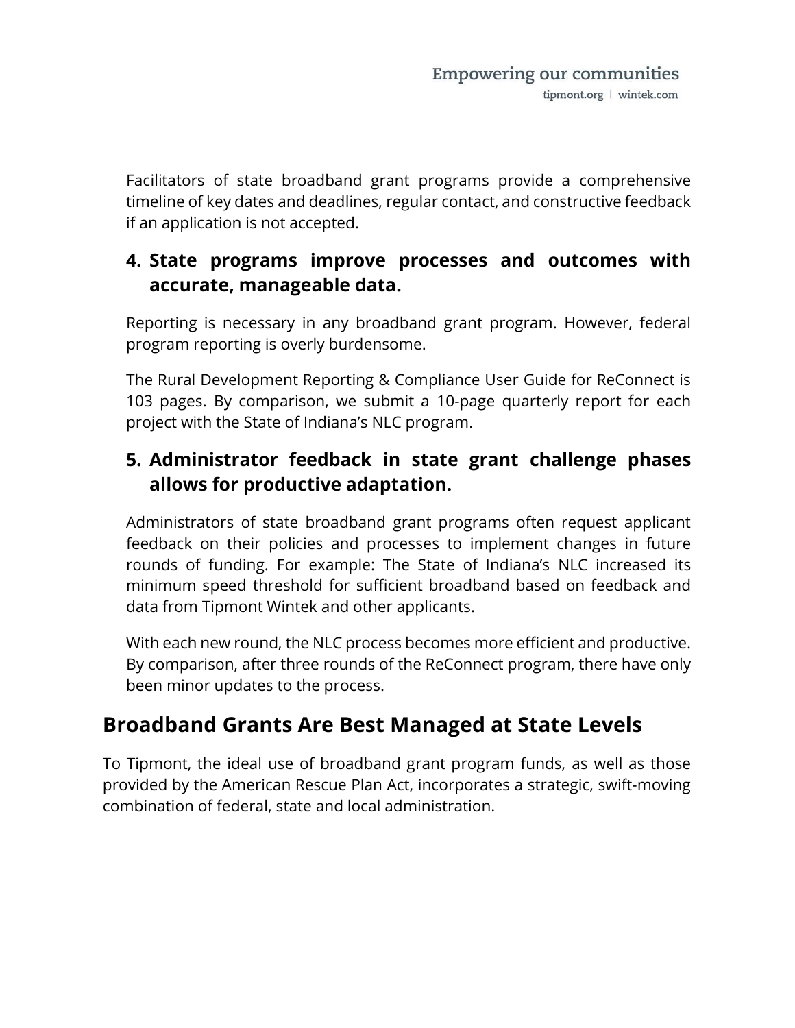Facilitators of state broadband grant programs provide a comprehensive timeline of key dates and deadlines, regular contact, and constructive feedback if an application is not accepted.

### 4. State programs improve processes and outcomes with accurate, manageable data.

Reporting is necessary in any broadband grant program. However, federal program reporting is overly burdensome.

The Rural Development Reporting & Compliance User Guide for ReConnect is 103 pages. By comparison, we submit a 10-page quarterly report for each project with the State of Indiana's NLC program.

### 5. Administrator feedback in state grant challenge phases allows for productive adaptation.

Administrators of state broadband grant programs often request applicant feedback on their policies and processes to implement changes in future rounds of funding. For example: The State of Indiana's NLC increased its minimum speed threshold for sufficient broadband based on feedback and data from Tipmont Wintek and other applicants.

With each new round, the NLC process becomes more efficient and productive. By comparison, after three rounds of the ReConnect program, there have only been minor updates to the process.

## Broadband Grants Are Best Managed at State Levels

To Tipmont, the ideal use of broadband grant program funds, as well as those provided by the American Rescue Plan Act, incorporates a strategic, swift-moving combination of federal, state and local administration.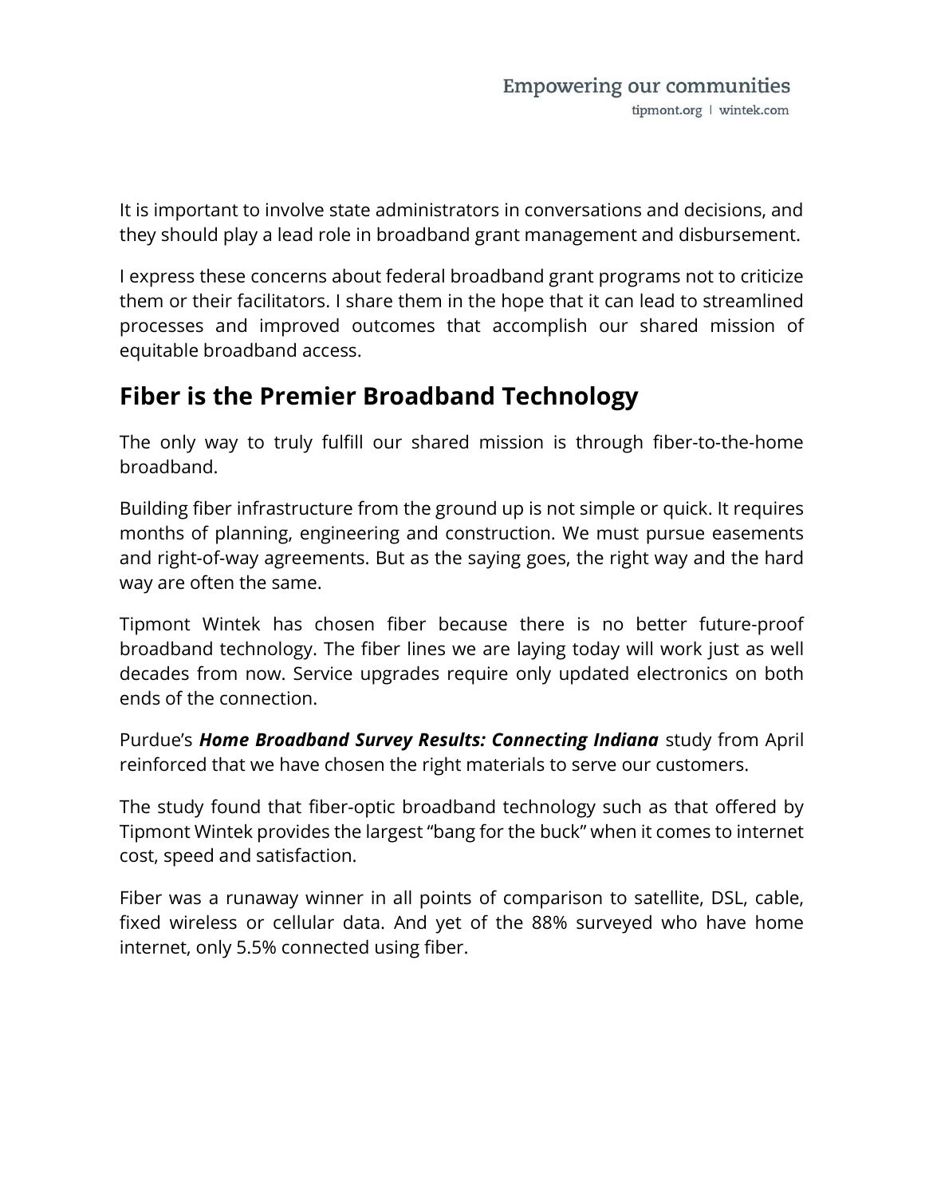It is important to involve state administrators in conversations and decisions, and they should play a lead role in broadband grant management and disbursement.

I express these concerns about federal broadband grant programs not to criticize them or their facilitators. I share them in the hope that it can lead to streamlined processes and improved outcomes that accomplish our shared mission of equitable broadband access.

## Fiber is the Premier Broadband Technology

The only way to truly fulfill our shared mission is through fiber-to-the-home broadband.

Building fiber infrastructure from the ground up is not simple or quick. It requires months of planning, engineering and construction. We must pursue easements and right-of-way agreements. But as the saying goes, the right way and the hard way are often the same.

Tipmont Wintek has chosen fiber because there is no better future-proof broadband technology. The fiber lines we are laying today will work just as well decades from now. Service upgrades require only updated electronics on both ends of the connection.

Purdue's ***Home Broadband Survey Results: Connecting Indiana*** study from April reinforced that we have chosen the right materials to serve our customers.

The study found that fiber-optic broadband technology such as that offered by Tipmont Wintek provides the largest "bang for the buck" when it comes to internet cost, speed and satisfaction.

Fiber was a runaway winner in all points of comparison to satellite, DSL, cable, fixed wireless or cellular data. And yet of the 88% surveyed who have home internet, only 5.5% connected using fiber.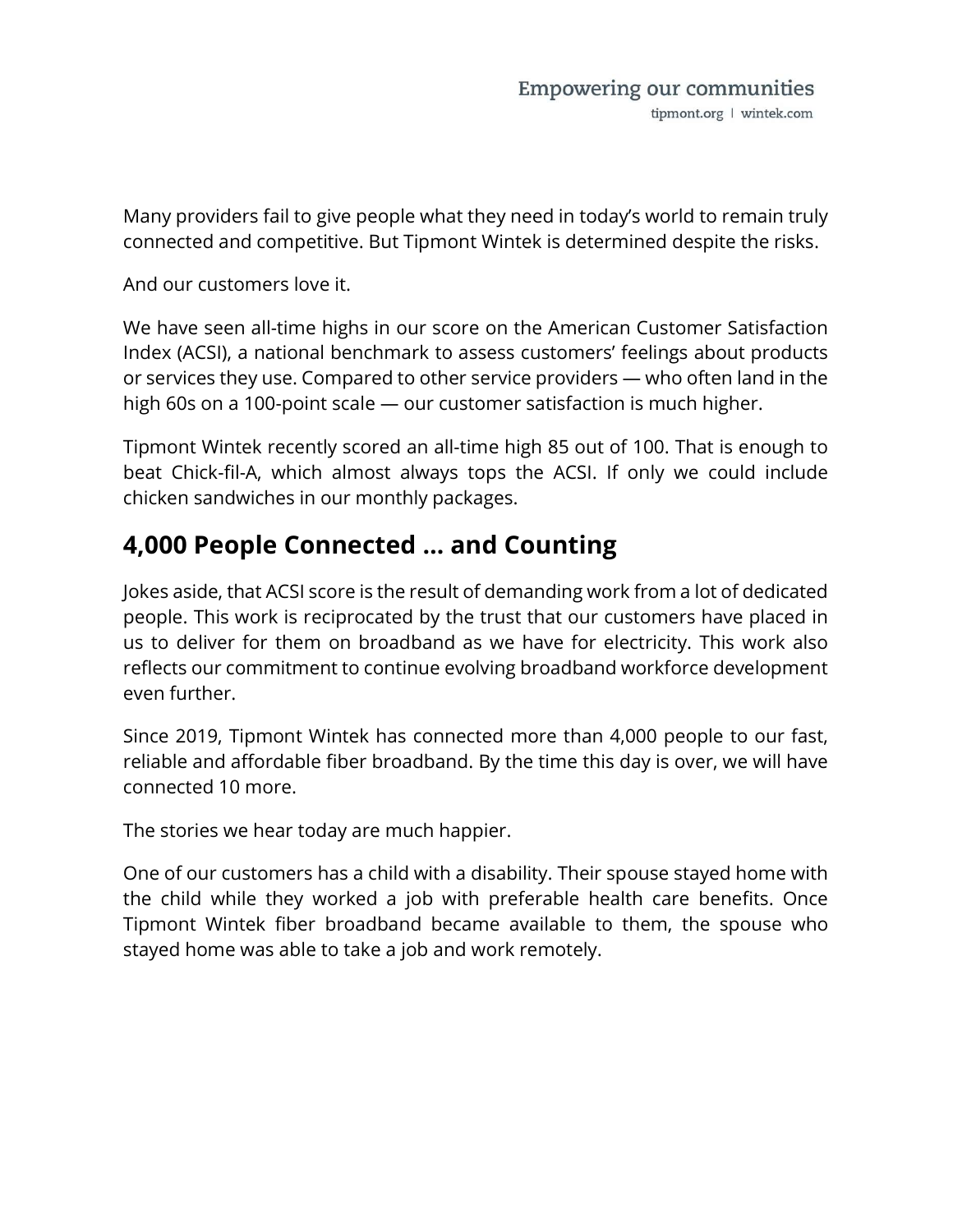Many providers fail to give people what they need in today's world to remain truly connected and competitive. But Tipmont Wintek is determined despite the risks.

And our customers love it.

We have seen all-time highs in our score on the American Customer Satisfaction Index (ACSI), a national benchmark to assess customers' feelings about products or services they use. Compared to other service providers — who often land in the high 60s on a 100-point scale — our customer satisfaction is much higher.

Tipmont Wintek recently scored an all-time high 85 out of 100. That is enough to beat Chick-fil-A, which almost always tops the ACSI. If only we could include chicken sandwiches in our monthly packages.

## 4,000 People Connected … and Counting

Jokes aside, that ACSI score is the result of demanding work from a lot of dedicated people. This work is reciprocated by the trust that our customers have placed in us to deliver for them on broadband as we have for electricity. This work also reflects our commitment to continue evolving broadband workforce development even further.

Since 2019, Tipmont Wintek has connected more than 4,000 people to our fast, reliable and affordable fiber broadband. By the time this day is over, we will have connected 10 more.

The stories we hear today are much happier.

One of our customers has a child with a disability. Their spouse stayed home with the child while they worked a job with preferable health care benefits. Once Tipmont Wintek fiber broadband became available to them, the spouse who stayed home was able to take a job and work remotely.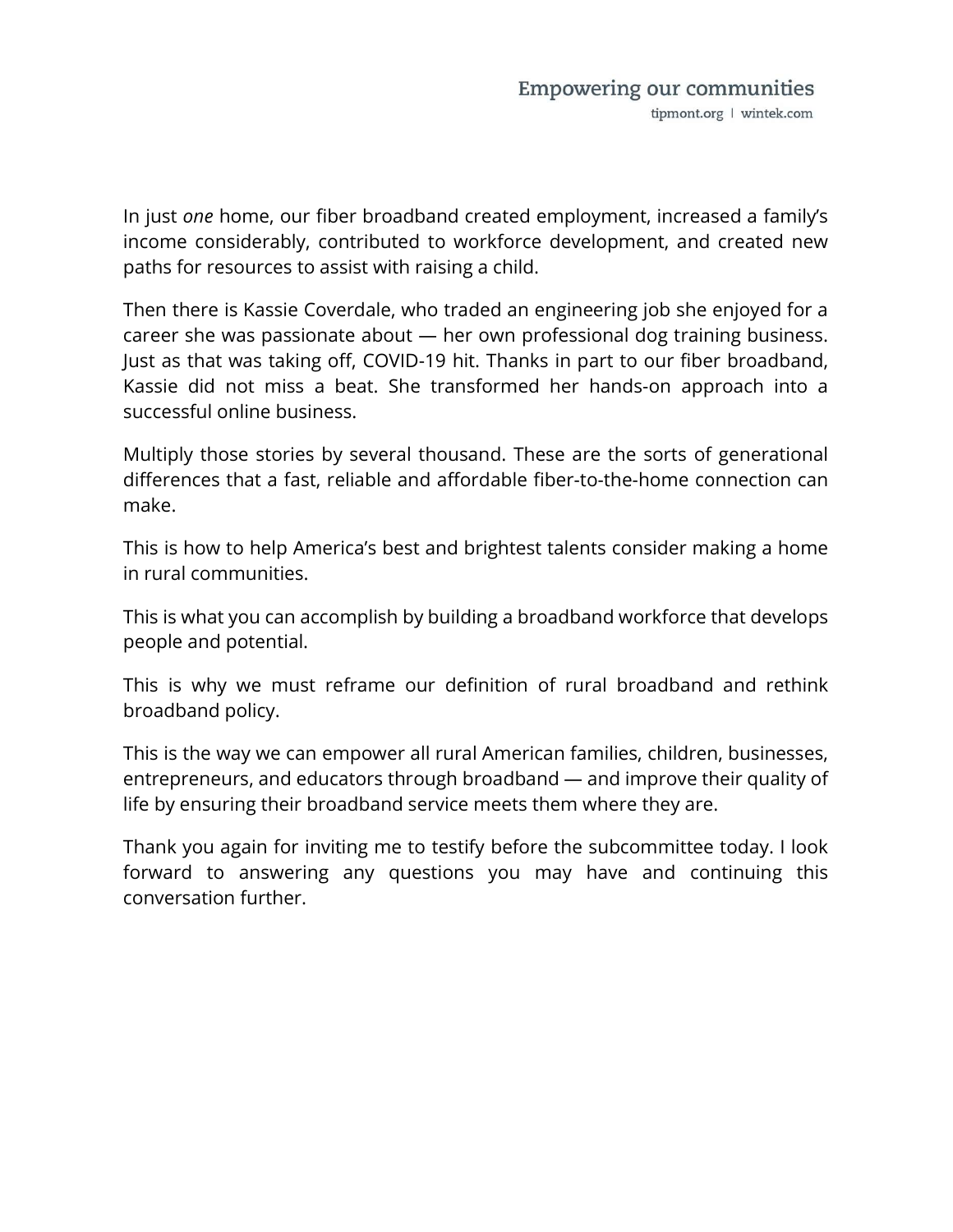In just *one* home, our fiber broadband created employment, increased a family's income considerably, contributed to workforce development, and created new paths for resources to assist with raising a child.

Then there is Kassie Coverdale, who traded an engineering job she enjoyed for a career she was passionate about — her own professional dog training business. Just as that was taking off, COVID-19 hit. Thanks in part to our fiber broadband, Kassie did not miss a beat. She transformed her hands-on approach into a successful online business.

Multiply those stories by several thousand. These are the sorts of generational differences that a fast, reliable and affordable fiber-to-the-home connection can make.

This is how to help America's best and brightest talents consider making a home in rural communities.

This is what you can accomplish by building a broadband workforce that develops people and potential.

This is why we must reframe our definition of rural broadband and rethink broadband policy.

This is the way we can empower all rural American families, children, businesses, entrepreneurs, and educators through broadband — and improve their quality of life by ensuring their broadband service meets them where they are.

Thank you again for inviting me to testify before the subcommittee today. I look forward to answering any questions you may have and continuing this conversation further.